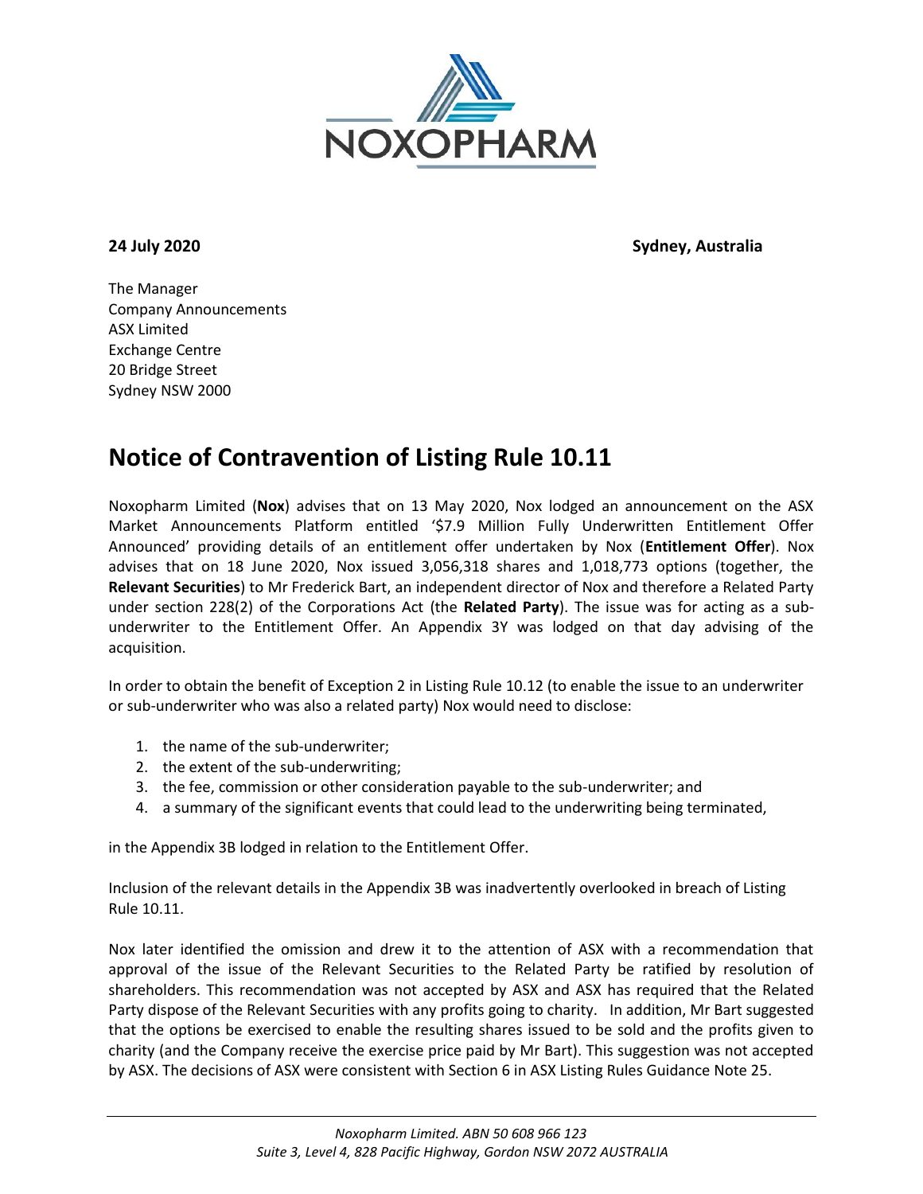**24 July 2020** **Sydney, Australia**

The Manager
Company Announcements
ASX Limited
Exchange Centre
20 Bridge Street
Sydney NSW 2000

# Notice of Contravention of Listing Rule 10.11

Noxopharm Limited (**Nox**) advises that on 13 May 2020, Nox lodged an announcement on the ASX Market Announcements Platform entitled '$7.9 Million Fully Underwritten Entitlement Offer Announced' providing details of an entitlement offer undertaken by Nox (**Entitlement Offer**). Nox advises that on 18 June 2020, Nox issued 3,056,318 shares and 1,018,773 options (together, the **Relevant Securities**) to Mr Frederick Bart, an independent director of Nox and therefore a Related Party under section 228(2) of the Corporations Act (the **Related Party**). The issue was for acting as a sub-underwriter to the Entitlement Offer. An Appendix 3Y was lodged on that day advising of the acquisition.

In order to obtain the benefit of Exception 2 in Listing Rule 10.12 (to enable the issue to an underwriter or sub-underwriter who was also a related party) Nox would need to disclose:

1. the name of the sub-underwriter;
2. the extent of the sub-underwriting;
3. the fee, commission or other consideration payable to the sub-underwriter; and
4. a summary of the significant events that could lead to the underwriting being terminated,

in the Appendix 3B lodged in relation to the Entitlement Offer.

Inclusion of the relevant details in the Appendix 3B was inadvertently overlooked in breach of Listing Rule 10.11.

Nox later identified the omission and drew it to the attention of ASX with a recommendation that approval of the issue of the Relevant Securities to the Related Party be ratified by resolution of shareholders. This recommendation was not accepted by ASX and ASX has required that the Related Party dispose of the Relevant Securities with any profits going to charity. In addition, Mr Bart suggested that the options be exercised to enable the resulting shares issued to be sold and the profits given to charity (and the Company receive the exercise price paid by Mr Bart). This suggestion was not accepted by ASX. The decisions of ASX were consistent with Section 6 in ASX Listing Rules Guidance Note 25.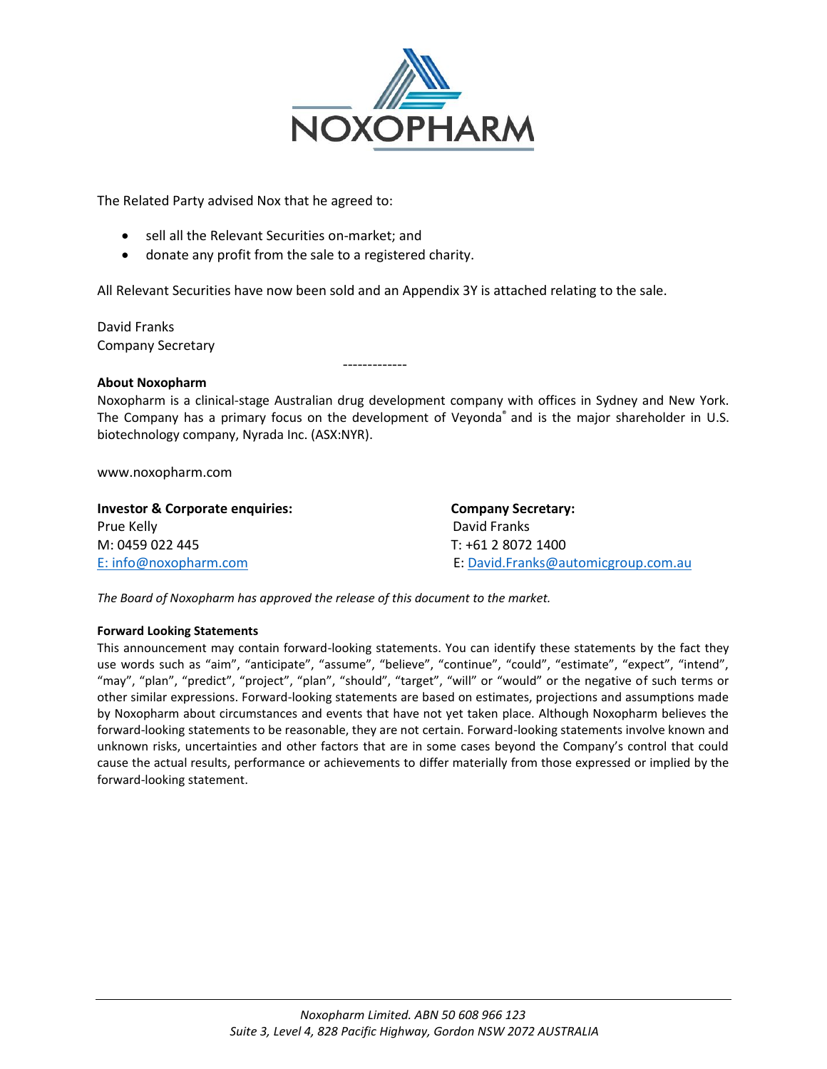The Related Party advised Nox that he agreed to:

- sell all the Relevant Securities on-market; and
- donate any profit from the sale to a registered charity.

All Relevant Securities have now been sold and an Appendix 3Y is attached relating to the sale.

David Franks
Company Secretary

-------------

**About Noxopharm**
Noxopharm is a clinical-stage Australian drug development company with offices in Sydney and New York. The Company has a primary focus on the development of Veyonda® and is the major shareholder in U.S. biotechnology company, Nyrada Inc. (ASX:NYR).

www.noxopharm.com

**Investor & Corporate enquiries:**
Prue Kelly
M: 0459 022 445
E: info@noxopharm.com

**Company Secretary:**
David Franks
T: +61 2 8072 1400
E: David.Franks@automicgroup.com.au

*The Board of Noxopharm has approved the release of this document to the market.*

**Forward Looking Statements**
This announcement may contain forward-looking statements. You can identify these statements by the fact they use words such as "aim", "anticipate", "assume", "believe", "continue", "could", "estimate", "expect", "intend", "may", "plan", "predict", "project", "plan", "should", "target", "will" or "would" or the negative of such terms or other similar expressions. Forward-looking statements are based on estimates, projections and assumptions made by Noxopharm about circumstances and events that have not yet taken place. Although Noxopharm believes the forward-looking statements to be reasonable, they are not certain. Forward-looking statements involve known and unknown risks, uncertainties and other factors that are in some cases beyond the Company's control that could cause the actual results, performance or achievements to differ materially from those expressed or implied by the forward-looking statement.